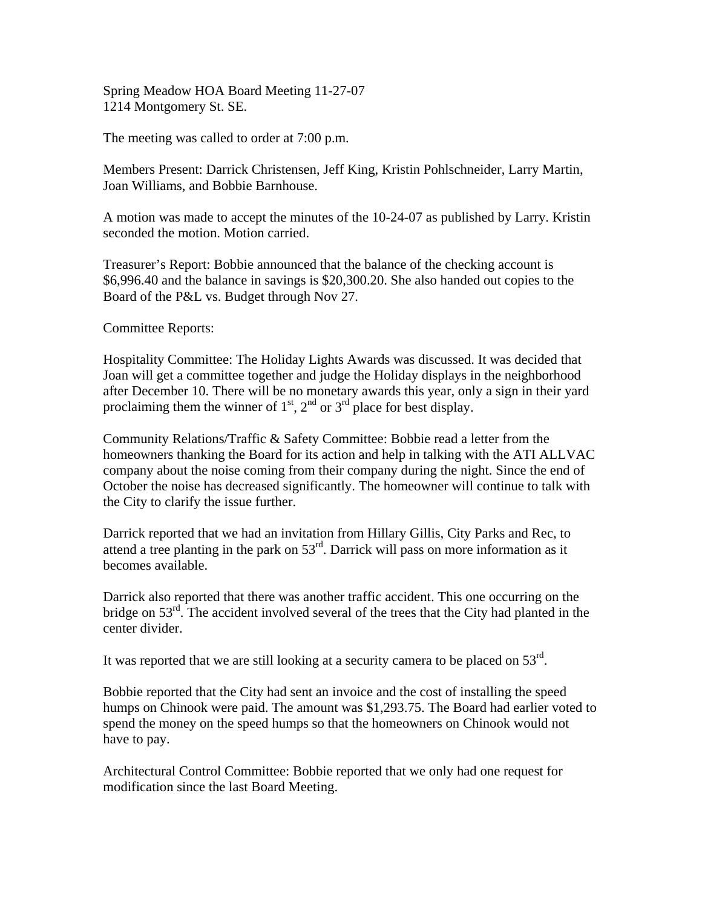Spring Meadow HOA Board Meeting 11-27-07
1214 Montgomery St. SE.

The meeting was called to order at 7:00 p.m.

Members Present: Darrick Christensen, Jeff King, Kristin Pohlschneider, Larry Martin, Joan Williams, and Bobbie Barnhouse.

A motion was made to accept the minutes of the 10-24-07 as published by Larry. Kristin seconded the motion. Motion carried.

Treasurer's Report: Bobbie announced that the balance of the checking account is $6,996.40 and the balance in savings is $20,300.20. She also handed out copies to the Board of the P&L vs. Budget through Nov 27.

Committee Reports:

Hospitality Committee: The Holiday Lights Awards was discussed. It was decided that Joan will get a committee together and judge the Holiday displays in the neighborhood after December 10. There will be no monetary awards this year, only a sign in their yard proclaiming them the winner of 1st, 2nd or 3rd place for best display.

Community Relations/Traffic & Safety Committee: Bobbie read a letter from the homeowners thanking the Board for its action and help in talking with the ATI ALLVAC company about the noise coming from their company during the night. Since the end of October the noise has decreased significantly. The homeowner will continue to talk with the City to clarify the issue further.

Darrick reported that we had an invitation from Hillary Gillis, City Parks and Rec, to attend a tree planting in the park on 53rd. Darrick will pass on more information as it becomes available.

Darrick also reported that there was another traffic accident. This one occurring on the bridge on 53rd. The accident involved several of the trees that the City had planted in the center divider.

It was reported that we are still looking at a security camera to be placed on 53rd.

Bobbie reported that the City had sent an invoice and the cost of installing the speed humps on Chinook were paid. The amount was $1,293.75. The Board had earlier voted to spend the money on the speed humps so that the homeowners on Chinook would not have to pay.

Architectural Control Committee: Bobbie reported that we only had one request for modification since the last Board Meeting.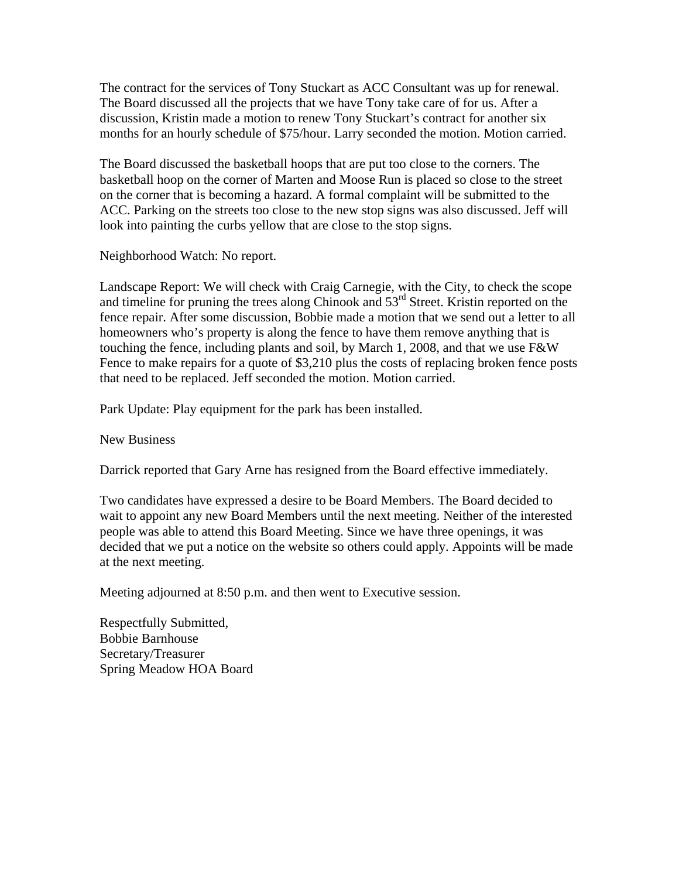The contract for the services of Tony Stuckart as ACC Consultant was up for renewal. The Board discussed all the projects that we have Tony take care of for us. After a discussion, Kristin made a motion to renew Tony Stuckart's contract for another six months for an hourly schedule of $75/hour. Larry seconded the motion. Motion carried.

The Board discussed the basketball hoops that are put too close to the corners. The basketball hoop on the corner of Marten and Moose Run is placed so close to the street on the corner that is becoming a hazard. A formal complaint will be submitted to the ACC. Parking on the streets too close to the new stop signs was also discussed. Jeff will look into painting the curbs yellow that are close to the stop signs.

Neighborhood Watch: No report.

Landscape Report: We will check with Craig Carnegie, with the City, to check the scope and timeline for pruning the trees along Chinook and 53rd Street. Kristin reported on the fence repair. After some discussion, Bobbie made a motion that we send out a letter to all homeowners who's property is along the fence to have them remove anything that is touching the fence, including plants and soil, by March 1, 2008, and that we use F&W Fence to make repairs for a quote of $3,210 plus the costs of replacing broken fence posts that need to be replaced. Jeff seconded the motion. Motion carried.

Park Update: Play equipment for the park has been installed.

New Business

Darrick reported that Gary Arne has resigned from the Board effective immediately.

Two candidates have expressed a desire to be Board Members. The Board decided to wait to appoint any new Board Members until the next meeting. Neither of the interested people was able to attend this Board Meeting. Since we have three openings, it was decided that we put a notice on the website so others could apply. Appoints will be made at the next meeting.

Meeting adjourned at 8:50 p.m. and then went to Executive session.

Respectfully Submitted,
Bobbie Barnhouse
Secretary/Treasurer
Spring Meadow HOA Board